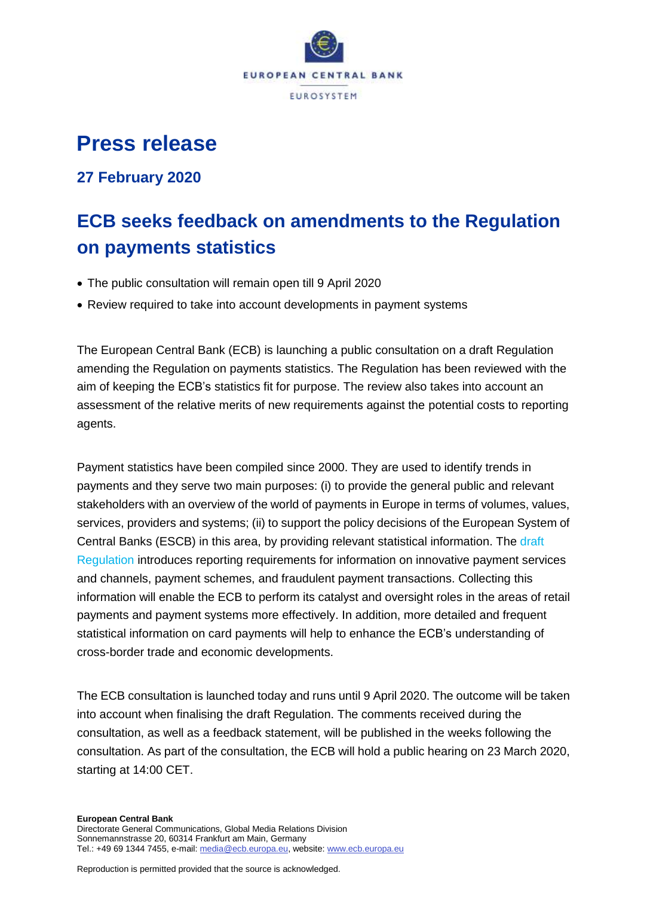# Press release

## 27 February 2020

## ECB seeks feedback on amendments to the Regulation on payments statistics

- The public consultation will remain open till 9 April 2020
- Review required to take into account developments in payment systems

The European Central Bank (ECB) is launching a public consultation on a draft Regulation amending the Regulation on payments statistics. The Regulation has been reviewed with the aim of keeping the ECB's statistics fit for purpose. The review also takes into account an assessment of the relative merits of new requirements against the potential costs to reporting agents.

Payment statistics have been compiled since 2000. They are used to identify trends in payments and they serve two main purposes: (i) to provide the general public and relevant stakeholders with an overview of the world of payments in Europe in terms of volumes, values, services, providers and systems; (ii) to support the policy decisions of the European System of Central Banks (ESCB) in this area, by providing relevant statistical information. The draft Regulation introduces reporting requirements for information on innovative payment services and channels, payment schemes, and fraudulent payment transactions. Collecting this information will enable the ECB to perform its catalyst and oversight roles in the areas of retail payments and payment systems more effectively. In addition, more detailed and frequent statistical information on card payments will help to enhance the ECB's understanding of cross-border trade and economic developments.

The ECB consultation is launched today and runs until 9 April 2020. The outcome will be taken into account when finalising the draft Regulation. The comments received during the consultation, as well as a feedback statement, will be published in the weeks following the consultation. As part of the consultation, the ECB will hold a public hearing on 23 March 2020, starting at 14:00 CET.

**European Central Bank**
Directorate General Communications, Global Media Relations Division
Sonnemannstrasse 20, 60314 Frankfurt am Main, Germany
Tel.: +49 69 1344 7455, e-mail: media@ecb.europa.eu, website: www.ecb.europa.eu

Reproduction is permitted provided that the source is acknowledged.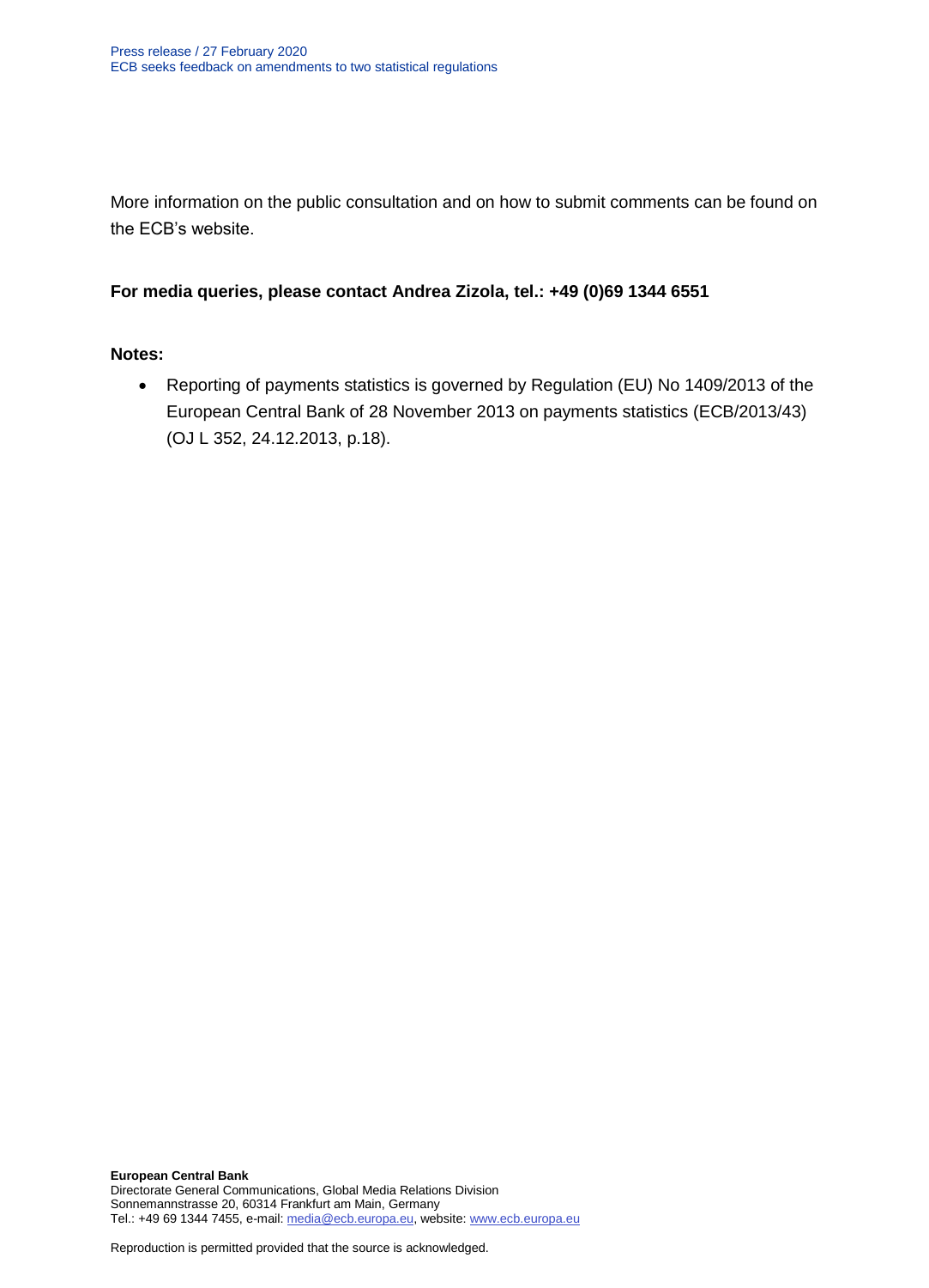More information on the public consultation and on how to submit comments can be found on the ECB's website.

**For media queries, please contact Andrea Zizola, tel.: +49 (0)69 1344 6551**

**Notes:**

- Reporting of payments statistics is governed by Regulation (EU) No 1409/2013 of the European Central Bank of 28 November 2013 on payments statistics (ECB/2013/43) (OJ L 352, 24.12.2013, p.18).

**European Central Bank**
Directorate General Communications, Global Media Relations Division
Sonnemannstrasse 20, 60314 Frankfurt am Main, Germany
Tel.: +49 69 1344 7455, e-mail: media@ecb.europa.eu, website: www.ecb.europa.eu

Reproduction is permitted provided that the source is acknowledged.